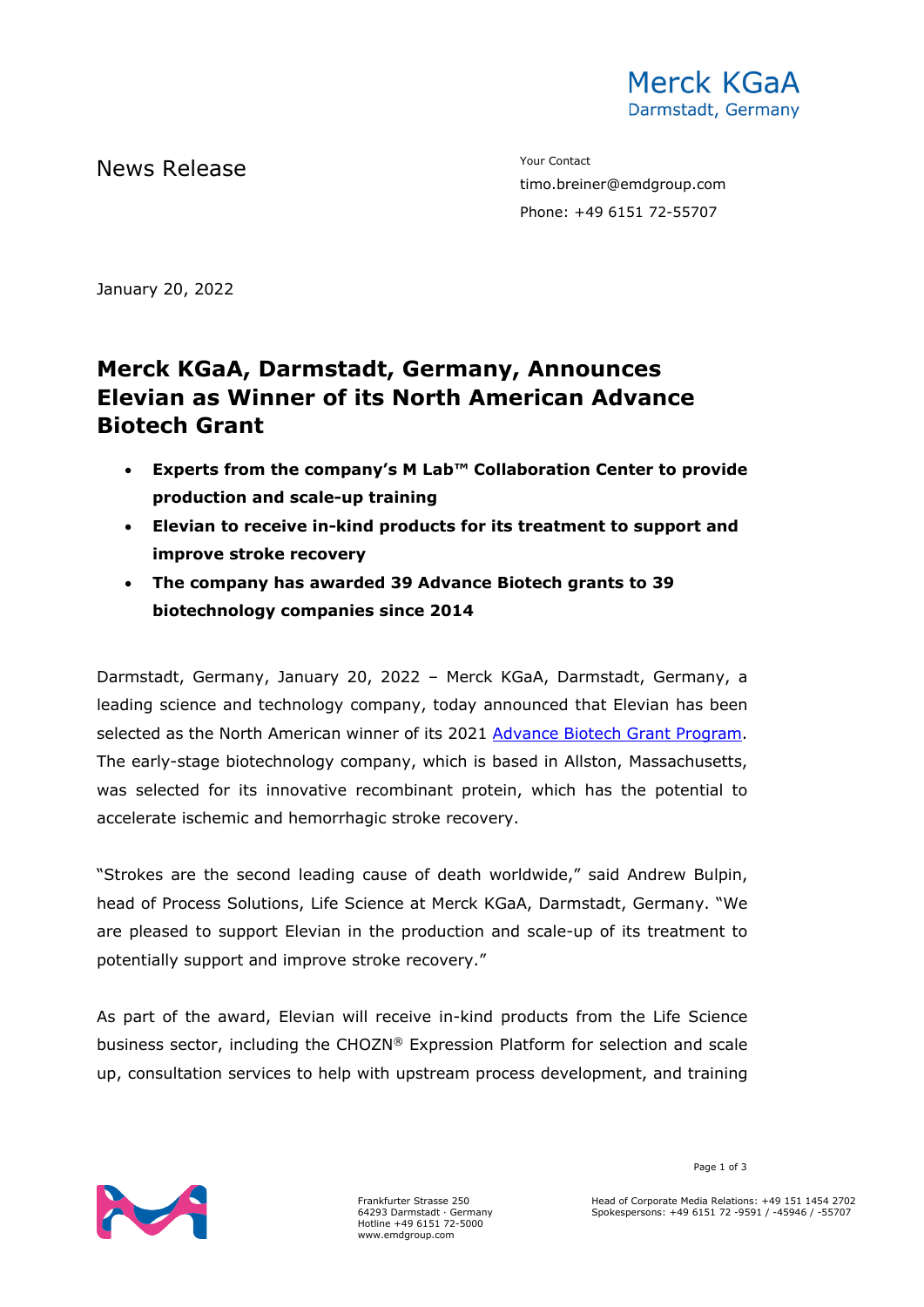Merck KGaA
Darmstadt, Germany

News Release

Your Contact
timo.breiner@emdgroup.com
Phone: +49 6151 72-55707

January 20, 2022

# Merck KGaA, Darmstadt, Germany, Announces Elevian as Winner of its North American Advance Biotech Grant

- **Experts from the company's M Lab™ Collaboration Center to provide production and scale-up training**
- **Elevian to receive in-kind products for its treatment to support and improve stroke recovery**
- **The company has awarded 39 Advance Biotech grants to 39 biotechnology companies since 2014**

Darmstadt, Germany, January 20, 2022 – Merck KGaA, Darmstadt, Germany, a leading science and technology company, today announced that Elevian has been selected as the North American winner of its 2021 Advance Biotech Grant Program. The early-stage biotechnology company, which is based in Allston, Massachusetts, was selected for its innovative recombinant protein, which has the potential to accelerate ischemic and hemorrhagic stroke recovery.

"Strokes are the second leading cause of death worldwide," said Andrew Bulpin, head of Process Solutions, Life Science at Merck KGaA, Darmstadt, Germany. "We are pleased to support Elevian in the production and scale-up of its treatment to potentially support and improve stroke recovery."

As part of the award, Elevian will receive in-kind products from the Life Science business sector, including the CHOZN® Expression Platform for selection and scale up, consultation services to help with upstream process development, and training

Frankfurter Strasse 250
64293 Darmstadt · Germany
Hotline +49 6151 72-5000
www.emdgroup.com

Head of Corporate Media Relations: +49 151 1454 2702
Spokespersons: +49 6151 72 -9591 / -45946 / -55707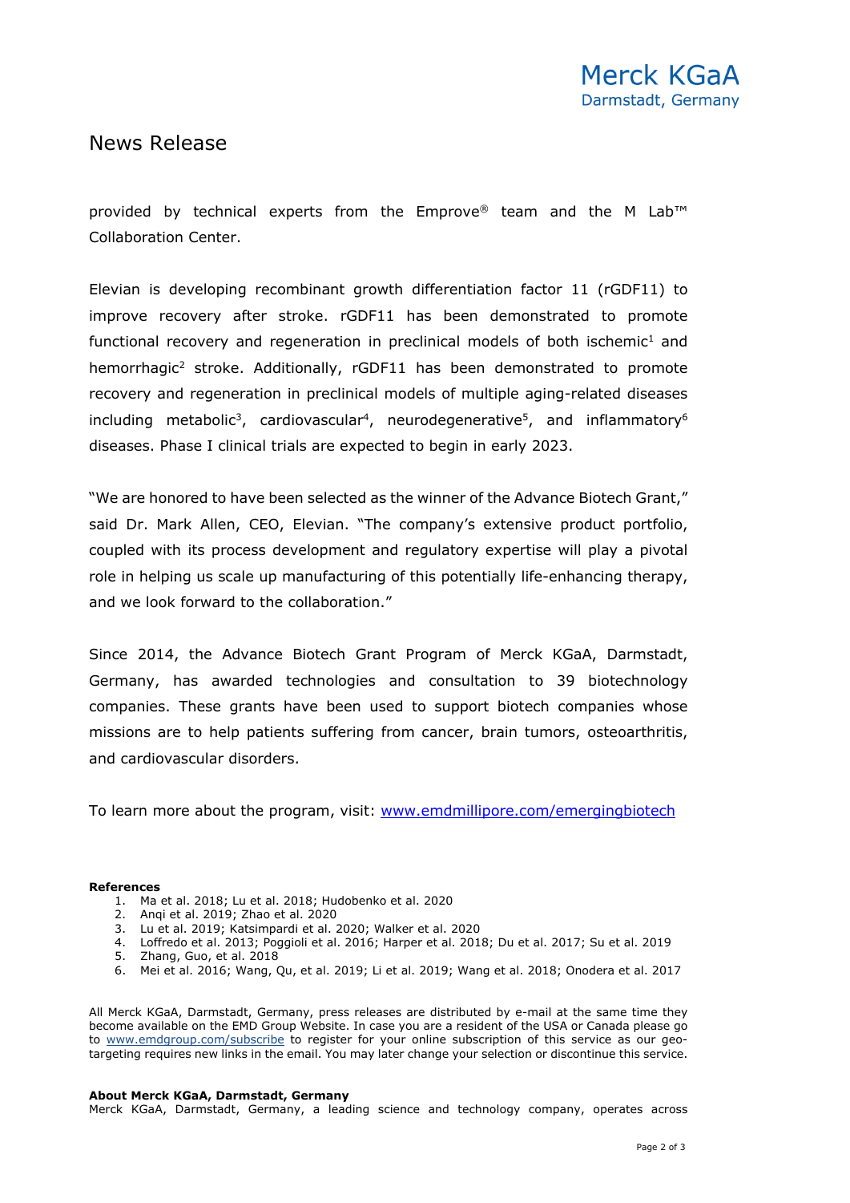provided by technical experts from the Emprove® team and the M Lab™ Collaboration Center.

Elevian is developing recombinant growth differentiation factor 11 (rGDF11) to improve recovery after stroke. rGDF11 has been demonstrated to promote functional recovery and regeneration in preclinical models of both ischemic[1] and hemorrhagic[2] stroke. Additionally, rGDF11 has been demonstrated to promote recovery and regeneration in preclinical models of multiple aging-related diseases including metabolic[3], cardiovascular[4], neurodegenerative[5], and inflammatory[6] diseases. Phase I clinical trials are expected to begin in early 2023.

"We are honored to have been selected as the winner of the Advance Biotech Grant," said Dr. Mark Allen, CEO, Elevian. "The company's extensive product portfolio, coupled with its process development and regulatory expertise will play a pivotal role in helping us scale up manufacturing of this potentially life-enhancing therapy, and we look forward to the collaboration."

Since 2014, the Advance Biotech Grant Program of Merck KGaA, Darmstadt, Germany, has awarded technologies and consultation to 39 biotechnology companies. These grants have been used to support biotech companies whose missions are to help patients suffering from cancer, brain tumors, osteoarthritis, and cardiovascular disorders.

To learn more about the program, visit: [www.emdmillipore.com/emergingbiotech](www.emdmillipore.com/emergingbiotech)

**References**

1. Ma et al. 2018; Lu et al. 2018; Hudobenko et al. 2020
2. Anqi et al. 2019; Zhao et al. 2020
3. Lu et al. 2019; Katsimpardi et al. 2020; Walker et al. 2020
4. Loffredo et al. 2013; Poggioli et al. 2016; Harper et al. 2018; Du et al. 2017; Su et al. 2019
5. Zhang, Guo, et al. 2018
6. Mei et al. 2016; Wang, Qu, et al. 2019; Li et al. 2019; Wang et al. 2018; Onodera et al. 2017

All Merck KGaA, Darmstadt, Germany, press releases are distributed by e-mail at the same time they become available on the EMD Group Website. In case you are a resident of the USA or Canada please go to [www.emdgroup.com/subscribe](www.emdgroup.com/subscribe) to register for your online subscription of this service as our geo-targeting requires new links in the email. You may later change your selection or discontinue this service.

**About Merck KGaA, Darmstadt, Germany**

Merck KGaA, Darmstadt, Germany, a leading science and technology company, operates across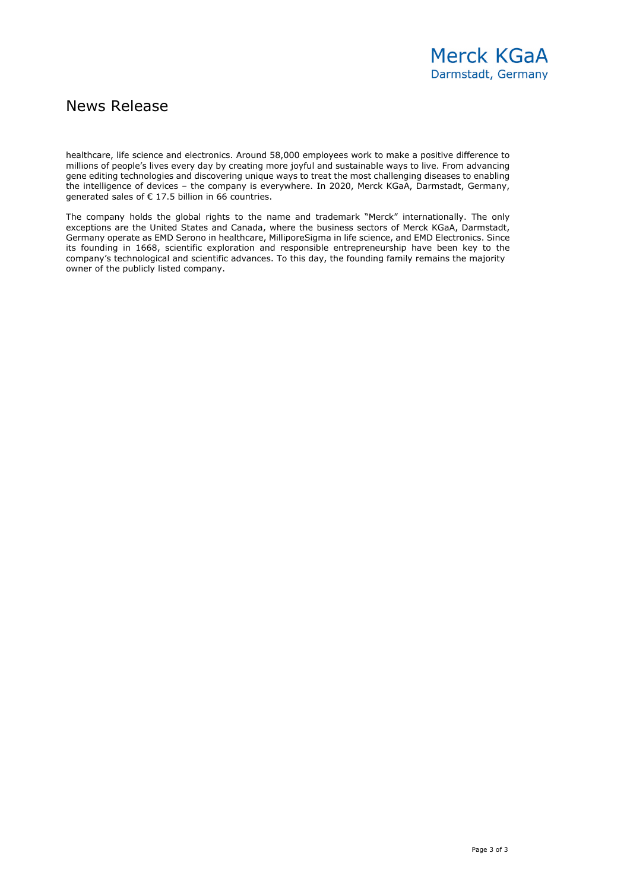healthcare, life science and electronics. Around 58,000 employees work to make a positive difference to millions of people's lives every day by creating more joyful and sustainable ways to live. From advancing gene editing technologies and discovering unique ways to treat the most challenging diseases to enabling the intelligence of devices – the company is everywhere. In 2020, Merck KGaA, Darmstadt, Germany, generated sales of € 17.5 billion in 66 countries.

The company holds the global rights to the name and trademark "Merck" internationally. The only exceptions are the United States and Canada, where the business sectors of Merck KGaA, Darmstadt, Germany operate as EMD Serono in healthcare, MilliporeSigma in life science, and EMD Electronics. Since its founding in 1668, scientific exploration and responsible entrepreneurship have been key to the company's technological and scientific advances. To this day, the founding family remains the majority owner of the publicly listed company.